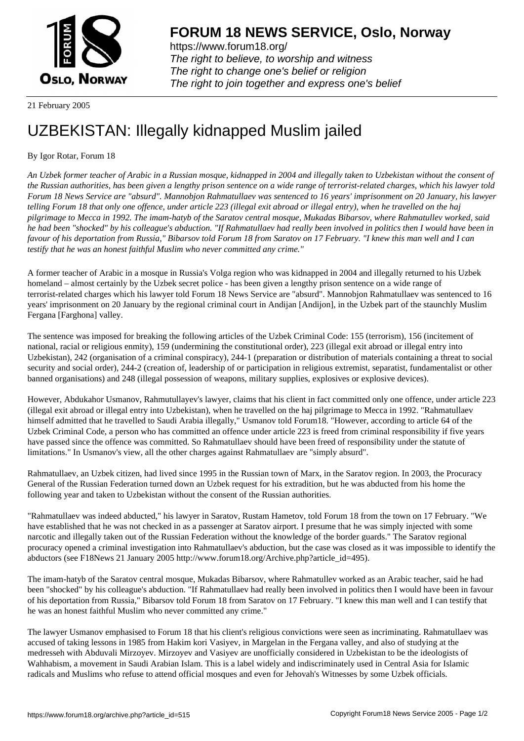# FORUM 18 NEWS SERVICE, Oslo, Norway

https://www.forum18.org/
*The right to believe, to worship and witness*
*The right to change one's belief or religion*
*The right to join together and express one's belief*

21 February 2005

# UZBEKISTAN: Illegally kidnapped Muslim jailed

By Igor Rotar, Forum 18

*An Uzbek former teacher of Arabic in a Russian mosque, kidnapped in 2004 and illegally taken to Uzbekistan without the consent of the Russian authorities, has been given a lengthy prison sentence on a wide range of terrorist-related charges, which his lawyer told Forum 18 News Service are "absurd". Mannobjon Rahmatullaev was sentenced to 16 years' imprisonment on 20 January, his lawyer telling Forum 18 that only one offence, under article 223 (illegal exit abroad or illegal entry), when he travelled on the haj pilgrimage to Mecca in 1992. The imam-hatyb of the Saratov central mosque, Mukadas Bibarsov, where Rahmatullev worked, said he had been "shocked" by his colleague's abduction. "If Rahmatullaev had really been involved in politics then I would have been in favour of his deportation from Russia," Bibarsov told Forum 18 from Saratov on 17 February. "I knew this man well and I can testify that he was an honest faithful Muslim who never committed any crime."*

A former teacher of Arabic in a mosque in Russia's Volga region who was kidnapped in 2004 and illegally returned to his Uzbek homeland – almost certainly by the Uzbek secret police - has been given a lengthy prison sentence on a wide range of terrorist-related charges which his lawyer told Forum 18 News Service are "absurd". Mannobjon Rahmatullaev was sentenced to 16 years' imprisonment on 20 January by the regional criminal court in Andijan [Andijon], in the Uzbek part of the staunchly Muslim Fergana [Farghona] valley.

The sentence was imposed for breaking the following articles of the Uzbek Criminal Code: 155 (terrorism), 156 (incitement of national, racial or religious enmity), 159 (undermining the constitutional order), 223 (illegal exit abroad or illegal entry into Uzbekistan), 242 (organisation of a criminal conspiracy), 244-1 (preparation or distribution of materials containing a threat to social security and social order), 244-2 (creation of, leadership of or participation in religious extremist, separatist, fundamentalist or other banned organisations) and 248 (illegal possession of weapons, military supplies, explosives or explosive devices).

However, Abdukahor Usmanov, Rahmutullayev's lawyer, claims that his client in fact committed only one offence, under article 223 (illegal exit abroad or illegal entry into Uzbekistan), when he travelled on the haj pilgrimage to Mecca in 1992. "Rahmatullaev himself admitted that he travelled to Saudi Arabia illegally," Usmanov told Forum18. "However, according to article 64 of the Uzbek Criminal Code, a person who has committed an offence under article 223 is freed from criminal responsibility if five years have passed since the offence was committed. So Rahmatullaev should have been freed of responsibility under the statute of limitations." In Usmanov's view, all the other charges against Rahmatullaev are "simply absurd".

Rahmatullaev, an Uzbek citizen, had lived since 1995 in the Russian town of Marx, in the Saratov region. In 2003, the Procuracy General of the Russian Federation turned down an Uzbek request for his extradition, but he was abducted from his home the following year and taken to Uzbekistan without the consent of the Russian authorities.

"Rahmatullaev was indeed abducted," his lawyer in Saratov, Rustam Hametov, told Forum 18 from the town on 17 February. "We have established that he was not checked in as a passenger at Saratov airport. I presume that he was simply injected with some narcotic and illegally taken out of the Russian Federation without the knowledge of the border guards." The Saratov regional procuracy opened a criminal investigation into Rahmatullaev's abduction, but the case was closed as it was impossible to identify the abductors (see F18News 21 January 2005 http://www.forum18.org/Archive.php?article_id=495).

The imam-hatyb of the Saratov central mosque, Mukadas Bibarsov, where Rahmatullev worked as an Arabic teacher, said he had been "shocked" by his colleague's abduction. "If Rahmatullaev had really been involved in politics then I would have been in favour of his deportation from Russia," Bibarsov told Forum 18 from Saratov on 17 February. "I knew this man well and I can testify that he was an honest faithful Muslim who never committed any crime."

The lawyer Usmanov emphasised to Forum 18 that his client's religious convictions were seen as incriminating. Rahmatullaev was accused of taking lessons in 1985 from Hakim kori Vasiyev, in Margelan in the Fergana valley, and also of studying at the medresseh with Abduvali Mirzoyev. Mirzoyev and Vasiyev are unofficially considered in Uzbekistan to be the ideologists of Wahhabism, a movement in Saudi Arabian Islam. This is a label widely and indiscriminately used in Central Asia for Islamic radicals and Muslims who refuse to attend official mosques and even for Jehovah's Witnesses by some Uzbek officials.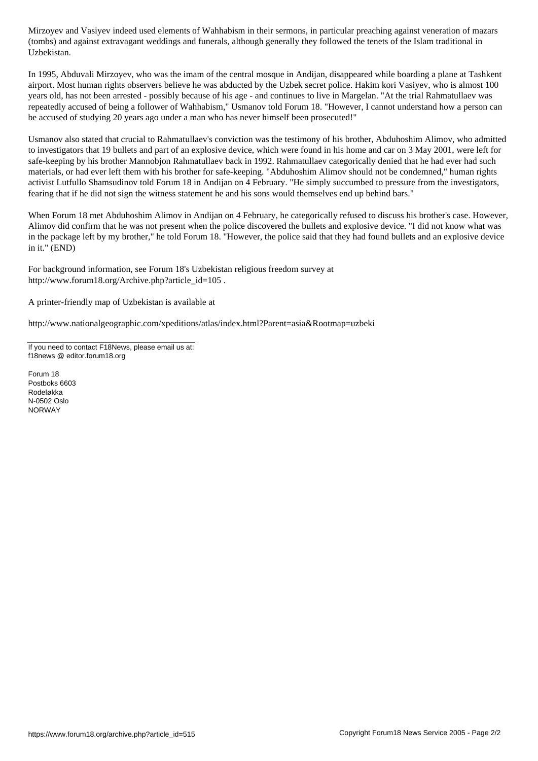Mirzoyev and Vasiyev indeed used elements of Wahhabism in their sermons, in particular preaching against veneration of mazars (tombs) and against extravagant weddings and funerals, although generally they followed the tenets of the Islam traditional in Uzbekistan.

In 1995, Abduvali Mirzoyev, who was the imam of the central mosque in Andijan, disappeared while boarding a plane at Tashkent airport. Most human rights observers believe he was abducted by the Uzbek secret police. Hakim kori Vasiyev, who is almost 100 years old, has not been arrested - possibly because of his age - and continues to live in Margelan. "At the trial Rahmatullaev was repeatedly accused of being a follower of Wahhabism," Usmanov told Forum 18. "However, I cannot understand how a person can be accused of studying 20 years ago under a man who has never himself been prosecuted!"

Usmanov also stated that crucial to Rahmatullaev's conviction was the testimony of his brother, Abduhoshim Alimov, who admitted to investigators that 19 bullets and part of an explosive device, which were found in his home and car on 3 May 2001, were left for safe-keeping by his brother Mannobjon Rahmatullaev back in 1992. Rahmatullaev categorically denied that he had ever had such materials, or had ever left them with his brother for safe-keeping. "Abduhoshim Alimov should not be condemned," human rights activist Lutfullo Shamsudinov told Forum 18 in Andijan on 4 February. "He simply succumbed to pressure from the investigators, fearing that if he did not sign the witness statement he and his sons would themselves end up behind bars."

When Forum 18 met Abduhoshim Alimov in Andijan on 4 February, he categorically refused to discuss his brother's case. However, Alimov did confirm that he was not present when the police discovered the bullets and explosive device. "I did not know what was in the package left by my brother," he told Forum 18. "However, the police said that they had found bullets and an explosive device in it." (END)

For background information, see Forum 18's Uzbekistan religious freedom survey at http://www.forum18.org/Archive.php?article_id=105 .

A printer-friendly map of Uzbekistan is available at

http://www.nationalgeographic.com/xpeditions/atlas/index.html?Parent=asia&Rootmap=uzbeki

If you need to contact F18News, please email us at:
f18news @ editor.forum18.org

Forum 18
Postboks 6603
Rodeløkka
N-0502 Oslo
NORWAY